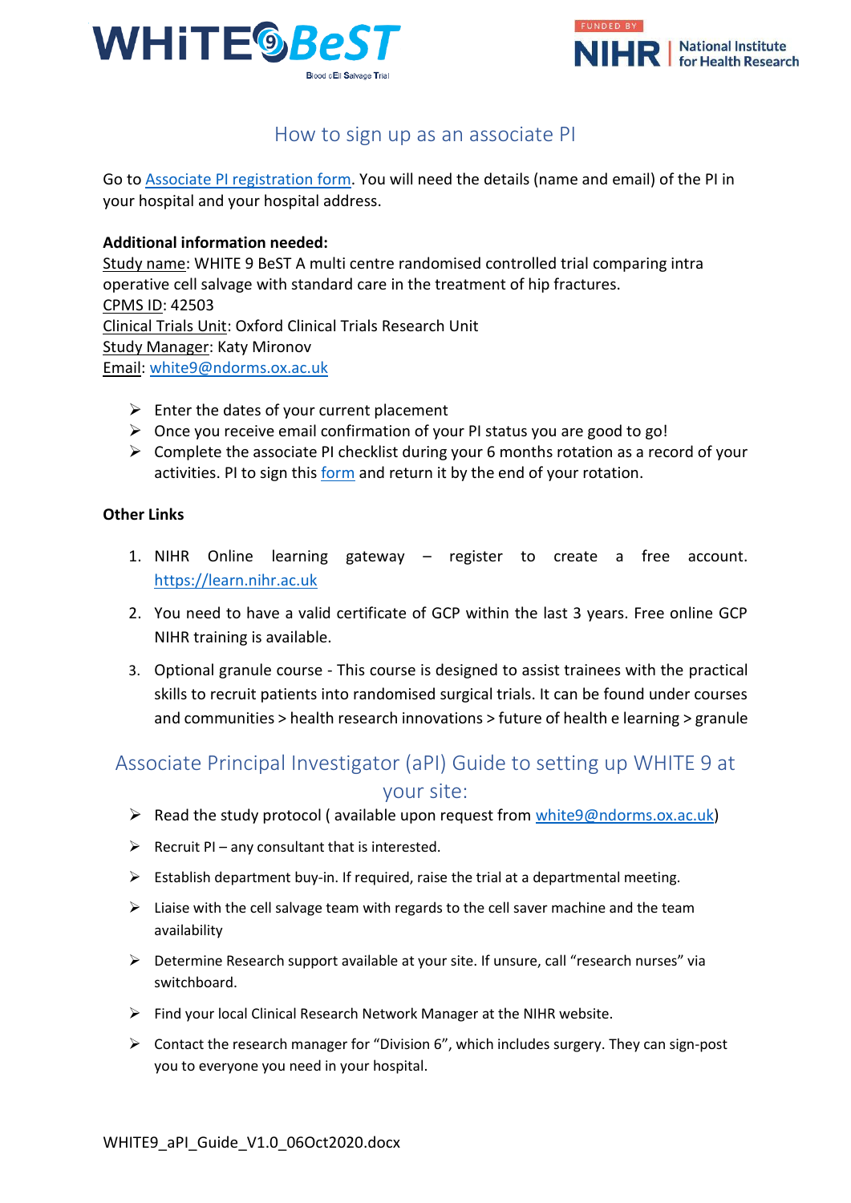## How to sign up as an associate PI

Go to [Associate PI registration form](). You will need the details (name and email) of the PI in your hospital and your hospital address.

**Additional information needed:**
Study name: WHITE 9 BeST A multi centre randomised controlled trial comparing intra operative cell salvage with standard care in the treatment of hip fractures.
CPMS ID: 42503
Clinical Trials Unit: Oxford Clinical Trials Research Unit
Study Manager: Katy Mironov
Email: white9@ndorms.ox.ac.uk

- Enter the dates of your current placement
- Once you receive email confirmation of your PI status you are good to go!
- Complete the associate PI checklist during your 6 months rotation as a record of your activities. PI to sign this form and return it by the end of your rotation.

**Other Links**

1. NIHR Online learning gateway – register to create a free account. https://learn.nihr.ac.uk
2. You need to have a valid certificate of GCP within the last 3 years. Free online GCP NIHR training is available.
3. Optional granule course - This course is designed to assist trainees with the practical skills to recruit patients into randomised surgical trials. It can be found under courses and communities > health research innovations > future of health e learning > granule

## Associate Principal Investigator (aPI) Guide to setting up WHITE 9 at your site:

- Read the study protocol ( available upon request from white9@ndorms.ox.ac.uk)
- Recruit PI – any consultant that is interested.
- Establish department buy-in. If required, raise the trial at a departmental meeting.
- Liaise with the cell salvage team with regards to the cell saver machine and the team availability
- Determine Research support available at your site. If unsure, call "research nurses" via switchboard.
- Find your local Clinical Research Network Manager at the NIHR website.
- Contact the research manager for "Division 6", which includes surgery. They can sign-post you to everyone you need in your hospital.

WHITE9_aPI_Guide_V1.0_06Oct2020.docx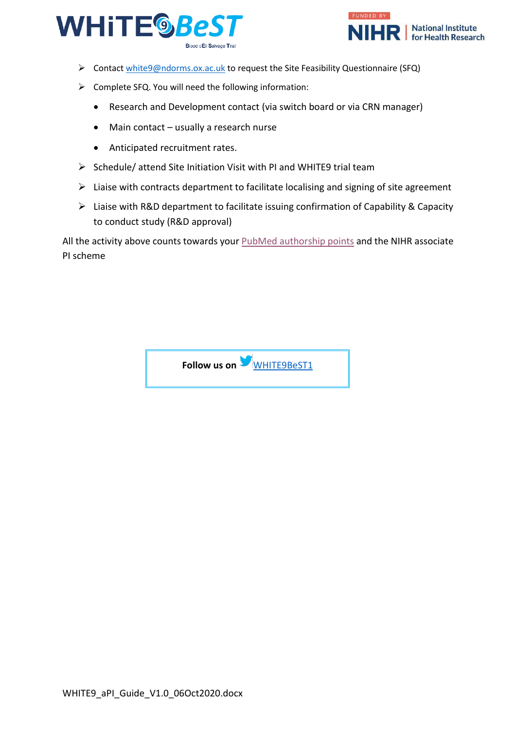- Contact white9@ndorms.ox.ac.uk to request the Site Feasibility Questionnaire (SFQ)
- Complete SFQ. You will need the following information:
  - Research and Development contact (via switch board or via CRN manager)
  - Main contact – usually a research nurse
  - Anticipated recruitment rates.
- Schedule/ attend Site Initiation Visit with PI and WHITE9 trial team
- Liaise with contracts department to facilitate localising and signing of site agreement
- Liaise with R&D department to facilitate issuing confirmation of Capability & Capacity to conduct study (R&D approval)

All the activity above counts towards your PubMed authorship points and the NIHR associate PI scheme

**Follow us on** WHITE9BeST1

WHITE9_aPI_Guide_V1.0_06Oct2020.docx